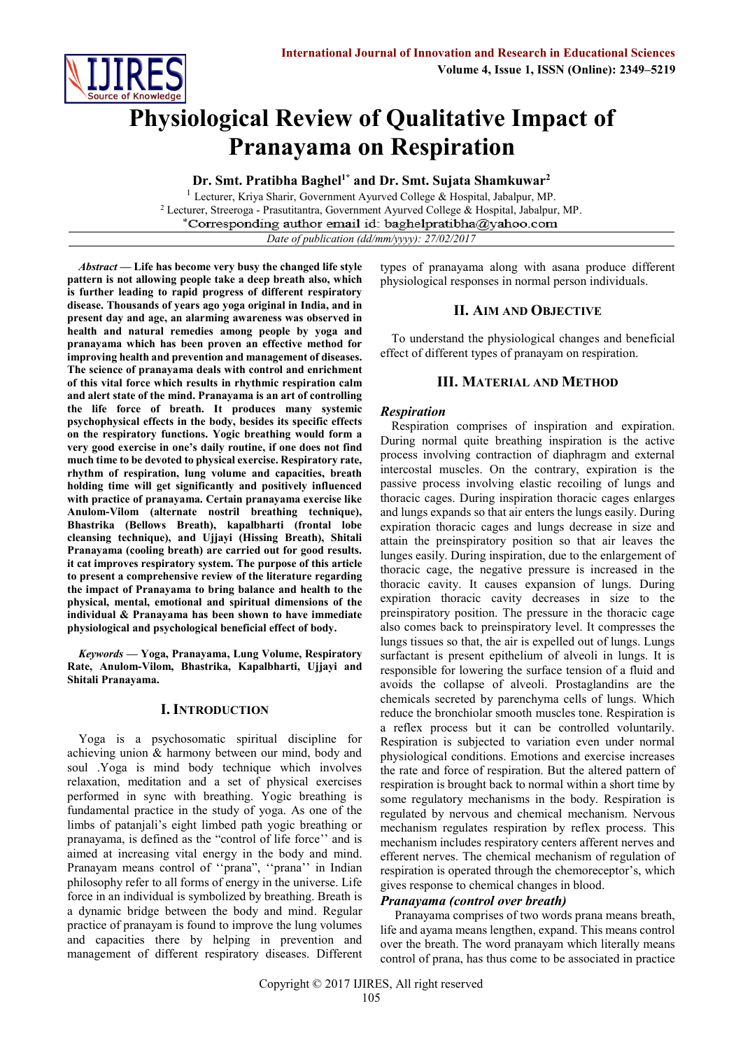# Physiological Review of Qualitative Impact of Pranayama on Respiration

**Dr. Smt. Pratibha Baghel[1*] and Dr. Smt. Sujata Shamkuwar[2]**

[1] Lecturer, Kriya Sharir, Government Ayurved College & Hospital, Jabalpur, MP.
[2] Lecturer, Streeroga - Prasutitantra, Government Ayurved College & Hospital, Jabalpur, MP.
*Corresponding author email id: baghelpratibha@yahoo.com

*Date of publication (dd/mm/yyyy): 27/02/2017*

***Abstract* — Life has become very busy the changed life style pattern is not allowing people take a deep breath also, which is further leading to rapid progress of different respiratory disease. Thousands of years ago yoga original in India, and in present day and age, an alarming awareness was observed in health and natural remedies among people by yoga and pranayama which has been proven an effective method for improving health and prevention and management of diseases. The science of pranayama deals with control and enrichment of this vital force which results in rhythmic respiration calm and alert state of the mind. Pranayama is an art of controlling the life force of breath. It produces many systemic psychophysical effects in the body, besides its specific effects on the respiratory functions. Yogic breathing would form a very good exercise in one's daily routine, if one does not find much time to be devoted to physical exercise. Respiratory rate, rhythm of respiration, lung volume and capacities, breath holding time will get significantly and positively influenced with practice of pranayama. Certain pranayama exercise like Anulom-Vilom (alternate nostril breathing technique), Bhastrika (Bellows Breath), kapalbharti (frontal lobe cleansing technique), and Ujjayi (Hissing Breath), Shitali Pranayama (cooling breath) are carried out for good results. it cat improves respiratory system. The purpose of this article to present a comprehensive review of the literature regarding the impact of Pranayama to bring balance and health to the physical, mental, emotional and spiritual dimensions of the individual & Pranayama has been shown to have immediate physiological and psychological beneficial effect of body.**

***Keywords* — Yoga, Pranayama, Lung Volume, Respiratory Rate, Anulom-Vilom, Bhastrika, Kapalbharti, Ujjayi and Shitali Pranayama.**

## I. Introduction

Yoga is a psychosomatic spiritual discipline for achieving union & harmony between our mind, body and soul .Yoga is mind body technique which involves relaxation, meditation and a set of physical exercises performed in sync with breathing. Yogic breathing is fundamental practice in the study of yoga. As one of the limbs of patanjali's eight limbed path yogic breathing or pranayama, is defined as the "control of life force'' and is aimed at increasing vital energy in the body and mind. Pranayam means control of ''prana", ''prana'' in Indian philosophy refer to all forms of energy in the universe. Life force in an individual is symbolized by breathing. Breath is a dynamic bridge between the body and mind. Regular practice of pranayam is found to improve the lung volumes and capacities there by helping in prevention and management of different respiratory diseases. Different types of pranayama along with asana produce different physiological responses in normal person individuals.

## II. Aim and Objective

To understand the physiological changes and beneficial effect of different types of pranayam on respiration.

## III. Material and Method

### *Respiration*

Respiration comprises of inspiration and expiration. During normal quite breathing inspiration is the active process involving contraction of diaphragm and external intercostal muscles. On the contrary, expiration is the passive process involving elastic recoiling of lungs and thoracic cages. During inspiration thoracic cages enlarges and lungs expands so that air enters the lungs easily. During expiration thoracic cages and lungs decrease in size and attain the preinspiratory position so that air leaves the lunges easily. During inspiration, due to the enlargement of thoracic cage, the negative pressure is increased in the thoracic cavity. It causes expansion of lungs. During expiration thoracic cavity decreases in size to the preinspiratory position. The pressure in the thoracic cage also comes back to preinspiratory level. It compresses the lungs tissues so that, the air is expelled out of lungs. Lungs surfactant is present epithelium of alveoli in lungs. It is responsible for lowering the surface tension of a fluid and avoids the collapse of alveoli. Prostaglandins are the chemicals secreted by parenchyma cells of lungs. Which reduce the bronchiolar smooth muscles tone. Respiration is a reflex process but it can be controlled voluntarily. Respiration is subjected to variation even under normal physiological conditions. Emotions and exercise increases the rate and force of respiration. But the altered pattern of respiration is brought back to normal within a short time by some regulatory mechanisms in the body. Respiration is regulated by nervous and chemical mechanism. Nervous mechanism regulates respiration by reflex process. This mechanism includes respiratory centers afferent nerves and efferent nerves. The chemical mechanism of regulation of respiration is operated through the chemoreceptor's, which gives response to chemical changes in blood.

### *Pranayama (control over breath)*

Pranayama comprises of two words prana means breath, life and ayama means lengthen, expand. This means control over the breath. The word pranayam which literally means control of prana, has thus come to be associated in practice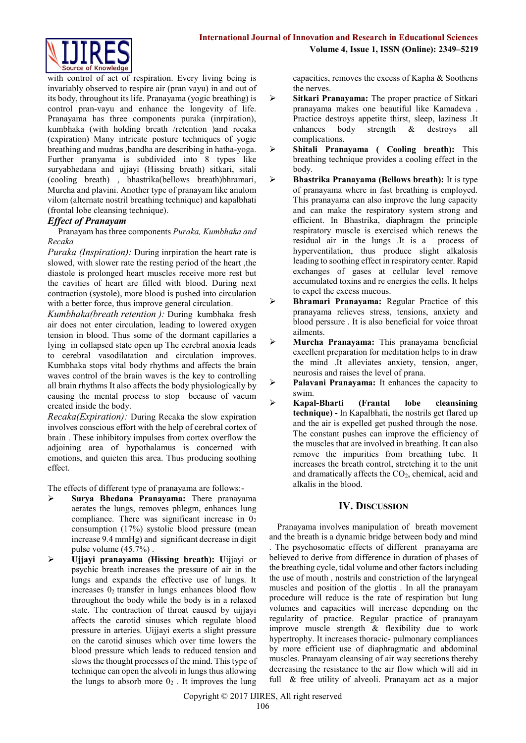with control of act of respiration. Every living being is invariably observed to respire air (pran vayu) in and out of its body, throughout its life. Pranayama (yogic breathing) is control pran-vayu and enhance the longevity of life. Pranayama has three components puraka (inrpiration), kumbhaka (with holding breath /retention )and recaka (expiration) Many intricate posture techniques of yogic breathing and mudras ,bandha are describing in hatha-yoga. Further pranyama is subdivided into 8 types like suryabhedana and ujjayi (Hissing breath) sitkari, sitali (cooling breath) , bhastrika(bellows breath)bhramari, Murcha and plavini. Another type of pranayam like anulom vilom (alternate nostril breathing technique) and kapalbhati (frontal lobe cleansing technique).

### *Effect of Pranayam*

Pranayam has three components *Puraka, Kumbhaka and Recaka*

*Puraka (Inspiration):* During inrpiration the heart rate is slowed, with slower rate the resting period of the heart ,the diastole is prolonged heart muscles receive more rest but the cavities of heart are filled with blood. During next contraction (systole), more blood is pushed into circulation with a better force, thus improve general circulation.

*Kumbhaka(breath retention ):* During kumbhaka fresh air does not enter circulation, leading to lowered oxygen tension in blood. Thus some of the dormant capillaries a lying in collapsed state open up The cerebral anoxia leads to cerebral vasodilatation and circulation improves. Kumbhaka stops vital body rhythms and affects the brain waves control of the brain waves is the key to controlling all brain rhythms It also affects the body physiologically by causing the mental process to stop because of vacum created inside the body.

*Recaka(Expiration):* During Recaka the slow expiration involves conscious effort with the help of cerebral cortex of brain . These inhibitory impulses from cortex overflow the adjoining area of hypothalamus is concerned with emotions, and quieten this area. Thus producing soothing effect.

The effects of different type of pranayama are follows:-

- **Surya Bhedana Pranayama:** There pranayama aerates the lungs, removes phlegm, enhances lung compliance. There was significant increase in $0_2$ consumption (17%) systolic blood pressure (mean increase 9.4 mmHg) and significant decrease in digit pulse volume (45.7%) .
- **Ujjayi pranayama (Hissing breath): U**ijjayi or psychic breath increases the pressure of air in the lungs and expands the effective use of lungs. It increases $0_2$ transfer in lungs enhances blood flow throughout the body while the body is in a relaxed state. The contraction of throat caused by uijjayi affects the carotid sinuses which regulate blood pressure in arteries. Uijjayi exerts a slight pressure on the carotid sinuses which over time lowers the blood pressure which leads to reduced tension and slows the thought processes of the mind. This type of technique can open the alveoli in lungs thus allowing the lungs to absorb more $0_2$ . It improves the lung capacities, removes the excess of Kapha & Soothens the nerves.
- **Sitkari Pranayama:** The proper practice of Sitkari pranayama makes one beautiful like Kamadeva . Practice destroys appetite thirst, sleep, laziness .It enhances body strength & destroys all complications.
- **Shitali Pranayama ( Cooling breath):** This breathing technique provides a cooling effect in the body.
- **Bhastrika Pranayama (Bellows breath):** It is type of pranayama where in fast breathing is employed. This pranayama can also improve the lung capacity and can make the respiratory system strong and efficient. In Bhastrika, diaphragm the principle respiratory muscle is exercised which renews the residual air in the lungs .It is a process of hyperventilation, thus produce slight alkalosis leading to soothing effect in respiratory center. Rapid exchanges of gases at cellular level remove accumulated toxins and re energies the cells. It helps to expel the excess mucous.
- **Bhramari Pranayama:** Regular Practice of this pranayama relieves stress, tensions, anxiety and blood perssure . It is also beneficial for voice throat ailments.
- **Murcha Pranayama:** This pranayama beneficial excellent preparation for meditation helps to in draw the mind .It alleviates anxiety, tension, anger, neurosis and raises the level of prana.
- **Palavani Pranayama:** It enhances the capacity to swim.
- **Kapal-Bharti (Frantal lobe cleansing technique) -** In Kapalbhati, the nostrils get flared up and the air is expelled get pushed through the nose. The constant pushes can improve the efficiency of the muscles that are involved in breathing. It can also remove the impurities from breathing tube. It increases the breath control, stretching it to the unit and dramatically affects the $CO_2$, chemical, acid and alkalis in the blood.

## IV. Discussion

Pranayama involves manipulation of breath movement and the breath is a dynamic bridge between body and mind . The psychosomatic effects of different pranayama are believed to derive from difference in duration of phases of the breathing cycle, tidal volume and other factors including the use of mouth , nostrils and constriction of the laryngeal muscles and position of the glottis . In all the pranayam procedure will reduce is the rate of respiration but lung volumes and capacities will increase depending on the regularity of practice. Regular practice of pranayam improve muscle strength & flexibility due to work hypertrophy. It increases thoracic- pulmonary compliances by more efficient use of diaphragmatic and abdominal muscles. Pranayam cleansing of air way secretions thereby decreasing the resistance to the air flow which will aid in full & free utility of alveoli. Pranayam act as a major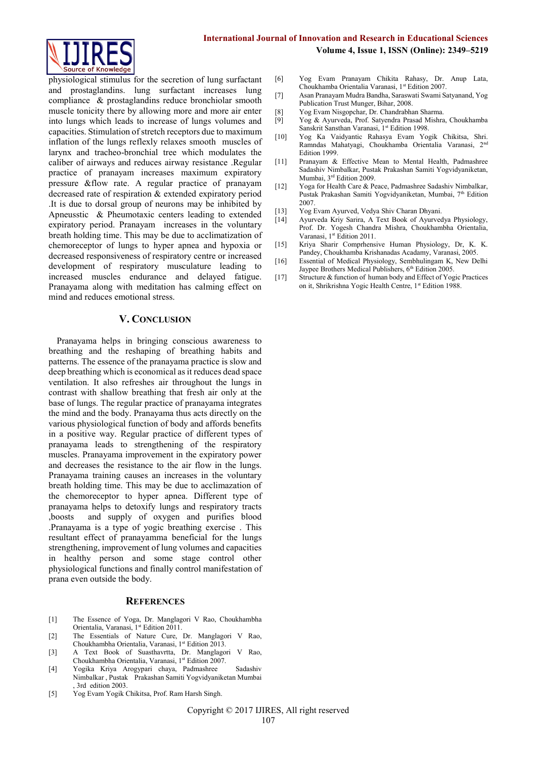physiological stimulus for the secretion of lung surfactant and prostaglandins. lung surfactant increases lung compliance & prostaglandins reduce bronchiolar smooth muscle tonicity there by allowing more and more air enter into lungs which leads to increase of lungs volumes and capacities. Stimulation of stretch receptors due to maximum inflation of the lungs reflexly relaxes smooth muscles of larynx and tracheo-bronchial tree which modulates the caliber of airways and reduces airway resistance .Regular practice of pranayam increases maximum expiratory pressure &flow rate. A regular practice of pranayam decreased rate of respiration & extended expiratory period .It is due to dorsal group of neurons may be inhibited by Apneusstic & Pheumotaxic centers leading to extended expiratory period. Pranayam increases in the voluntary breath holding time. This may be due to acclimatization of chemoreceptor of lungs to hyper apnea and hypoxia or decreased responsiveness of respiratory centre or increased development of respiratory musculature leading to increased muscles endurance and delayed fatigue. Pranayama along with meditation has calming effect on mind and reduces emotional stress.

## V. Conclusion

Pranayama helps in bringing conscious awareness to breathing and the reshaping of breathing habits and patterns. The essence of the pranayama practice is slow and deep breathing which is economical as it reduces dead space ventilation. It also refreshes air throughout the lungs in contrast with shallow breathing that fresh air only at the base of lungs. The regular practice of pranayama integrates the mind and the body. Pranayama thus acts directly on the various physiological function of body and affords benefits in a positive way. Regular practice of different types of pranayama leads to strengthening of the respiratory muscles. Pranayama improvement in the expiratory power and decreases the resistance to the air flow in the lungs. Pranayama training causes an increases in the voluntary breath holding time. This may be due to acclimazation of the chemoreceptor to hyper apnea. Different type of pranayama helps to detoxify lungs and respiratory tracts ,boosts and supply of oxygen and purifies blood .Pranayama is a type of yogic breathing exercise . This resultant effect of pranayamma beneficial for the lungs strengthening, improvement of lung volumes and capacities in healthy person and some stage control other physiological functions and finally control manifestation of prana even outside the body.

## References

[1] The Essence of Yoga, Dr. Manglagori V Rao, Choukhambha Orientalia, Varanasi, 1st Edition 2011.

[2] The Essentials of Nature Cure, Dr. Manglagori V Rao, Choukhambha Orientalia, Varanasi, 1st Edition 2013.

[3] A Text Book of Suasthavrtta, Dr. Manglagori V Rao, Choukhambha Orientalia, Varanasi, 1st Edition 2007.

[4] Yogika Kriya Arogypari chaya, Padmashree Sadashiv Nimbalkar , Pustak Prakashan Samiti Yogvidyaniketan Mumbai , 3rd edition 2003.

[5] Yog Evam Yogik Chikitsa, Prof. Ram Harsh Singh.

[6] Yog Evam Pranayam Chikita Rahasy, Dr. Anup Lata, Choukhamba Orientalia Varanasi, 1st Edition 2007.

[7] Asan Pranayam Mudra Bandha, Saraswati Swami Satyanand, Yog Publication Trust Munger, Bihar, 2008.

[8] Yog Evam Nisgopchar, Dr. Chandrabhan Sharma.

[9] Yog & Ayurveda, Prof. Satyendra Prasad Mishra, Choukhamba Sanskrit Sansthan Varanasi, 1st Edition 1998.

[10] Yog Ka Vaidyantic Rahasya Evam Yogik Chikitsa, Shri. Ramndas Mahatyagi, Choukhamba Orientalia Varanasi, 2nd Edition 1999.

[11] Pranayam & Effective Mean to Mental Health, Padmashree Sadashiv Nimbalkar, Pustak Prakashan Samiti Yogvidyaniketan, Mumbai, 3rd Edition 2009.

[12] Yoga for Health Care & Peace, Padmashree Sadashiv Nimbalkar, Pustak Prakashan Samiti Yogvidyaniketan, Mumbai, 7th Edition 2007.

[13] Yog Evam Ayurved, Vedya Shiv Charan Dhyani.

[14] Ayurveda Kriy Sarira, A Text Book of Ayurvedya Physiology, Prof. Dr. Yogesh Chandra Mishra, Choukhambha Orientalia, Varanasi, 1st Edition 2011.

[15] Kriya Sharir Comprhensive Human Physiology, Dr, K. K. Pandey, Choukhamba Krishanadas Acadamy, Varanasi, 2005.

[16] Essential of Medical Physiology, Sembhulingam K, New Delhi Jaypee Brothers Medical Publishers, 6th Edition 2005.

[17] Structure & function of human body and Effect of Yogic Practices on it, Shrikrishna Yogic Health Centre, 1st Edition 1988.